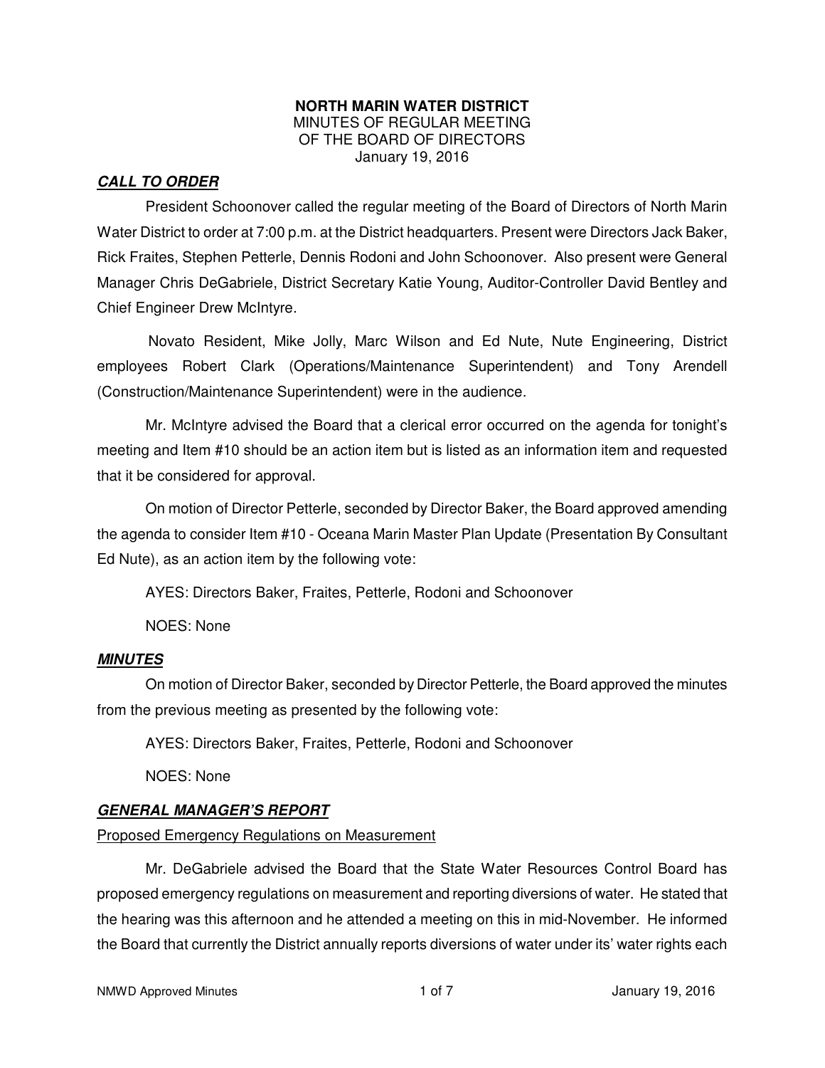**NORTH MARIN WATER DISTRICT**
MINUTES OF REGULAR MEETING
OF THE BOARD OF DIRECTORS
January 19, 2016

## ***CALL TO ORDER***

President Schoonover called the regular meeting of the Board of Directors of North Marin Water District to order at 7:00 p.m. at the District headquarters. Present were Directors Jack Baker, Rick Fraites, Stephen Petterle, Dennis Rodoni and John Schoonover. Also present were General Manager Chris DeGabriele, District Secretary Katie Young, Auditor-Controller David Bentley and Chief Engineer Drew McIntyre.

Novato Resident, Mike Jolly, Marc Wilson and Ed Nute, Nute Engineering, District employees Robert Clark (Operations/Maintenance Superintendent) and Tony Arendell (Construction/Maintenance Superintendent) were in the audience.

Mr. McIntyre advised the Board that a clerical error occurred on the agenda for tonight's meeting and Item #10 should be an action item but is listed as an information item and requested that it be considered for approval.

On motion of Director Petterle, seconded by Director Baker, the Board approved amending the agenda to consider Item #10 - Oceana Marin Master Plan Update (Presentation By Consultant Ed Nute), as an action item by the following vote:

AYES: Directors Baker, Fraites, Petterle, Rodoni and Schoonover

NOES: None

## ***MINUTES***

On motion of Director Baker, seconded by Director Petterle, the Board approved the minutes from the previous meeting as presented by the following vote:

AYES: Directors Baker, Fraites, Petterle, Rodoni and Schoonover

NOES: None

## ***GENERAL MANAGER'S REPORT***

Proposed Emergency Regulations on Measurement

Mr. DeGabriele advised the Board that the State Water Resources Control Board has proposed emergency regulations on measurement and reporting diversions of water. He stated that the hearing was this afternoon and he attended a meeting on this in mid-November. He informed the Board that currently the District annually reports diversions of water under its' water rights each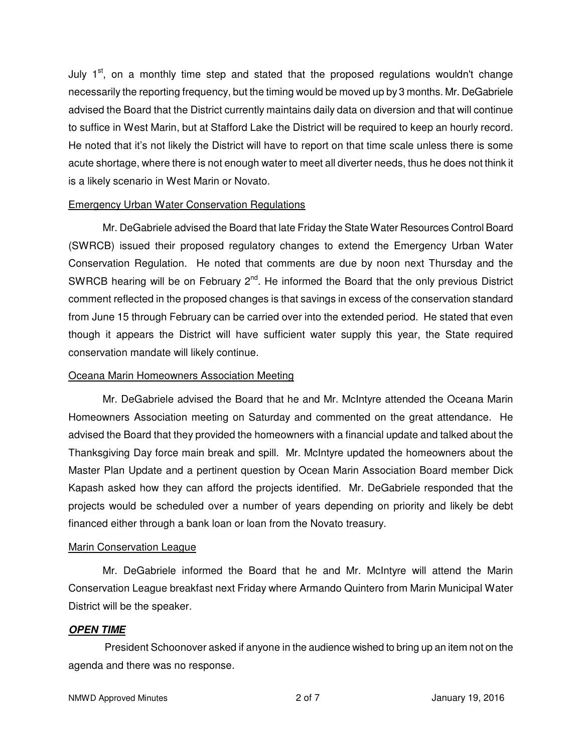July 1st, on a monthly time step and stated that the proposed regulations wouldn't change necessarily the reporting frequency, but the timing would be moved up by 3 months. Mr. DeGabriele advised the Board that the District currently maintains daily data on diversion and that will continue to suffice in West Marin, but at Stafford Lake the District will be required to keep an hourly record. He noted that it's not likely the District will have to report on that time scale unless there is some acute shortage, where there is not enough water to meet all diverter needs, thus he does not think it is a likely scenario in West Marin or Novato.

<u>Emergency Urban Water Conservation Regulations</u>

Mr. DeGabriele advised the Board that late Friday the State Water Resources Control Board (SWRCB) issued their proposed regulatory changes to extend the Emergency Urban Water Conservation Regulation. He noted that comments are due by noon next Thursday and the SWRCB hearing will be on February 2nd. He informed the Board that the only previous District comment reflected in the proposed changes is that savings in excess of the conservation standard from June 15 through February can be carried over into the extended period. He stated that even though it appears the District will have sufficient water supply this year, the State required conservation mandate will likely continue.

<u>Oceana Marin Homeowners Association Meeting</u>

Mr. DeGabriele advised the Board that he and Mr. McIntyre attended the Oceana Marin Homeowners Association meeting on Saturday and commented on the great attendance. He advised the Board that they provided the homeowners with a financial update and talked about the Thanksgiving Day force main break and spill. Mr. McIntyre updated the homeowners about the Master Plan Update and a pertinent question by Ocean Marin Association Board member Dick Kapash asked how they can afford the projects identified. Mr. DeGabriele responded that the projects would be scheduled over a number of years depending on priority and likely be debt financed either through a bank loan or loan from the Novato treasury.

<u>Marin Conservation League</u>

Mr. DeGabriele informed the Board that he and Mr. McIntyre will attend the Marin Conservation League breakfast next Friday where Armando Quintero from Marin Municipal Water District will be the speaker.

***<u>OPEN TIME</u>***

President Schoonover asked if anyone in the audience wished to bring up an item not on the agenda and there was no response.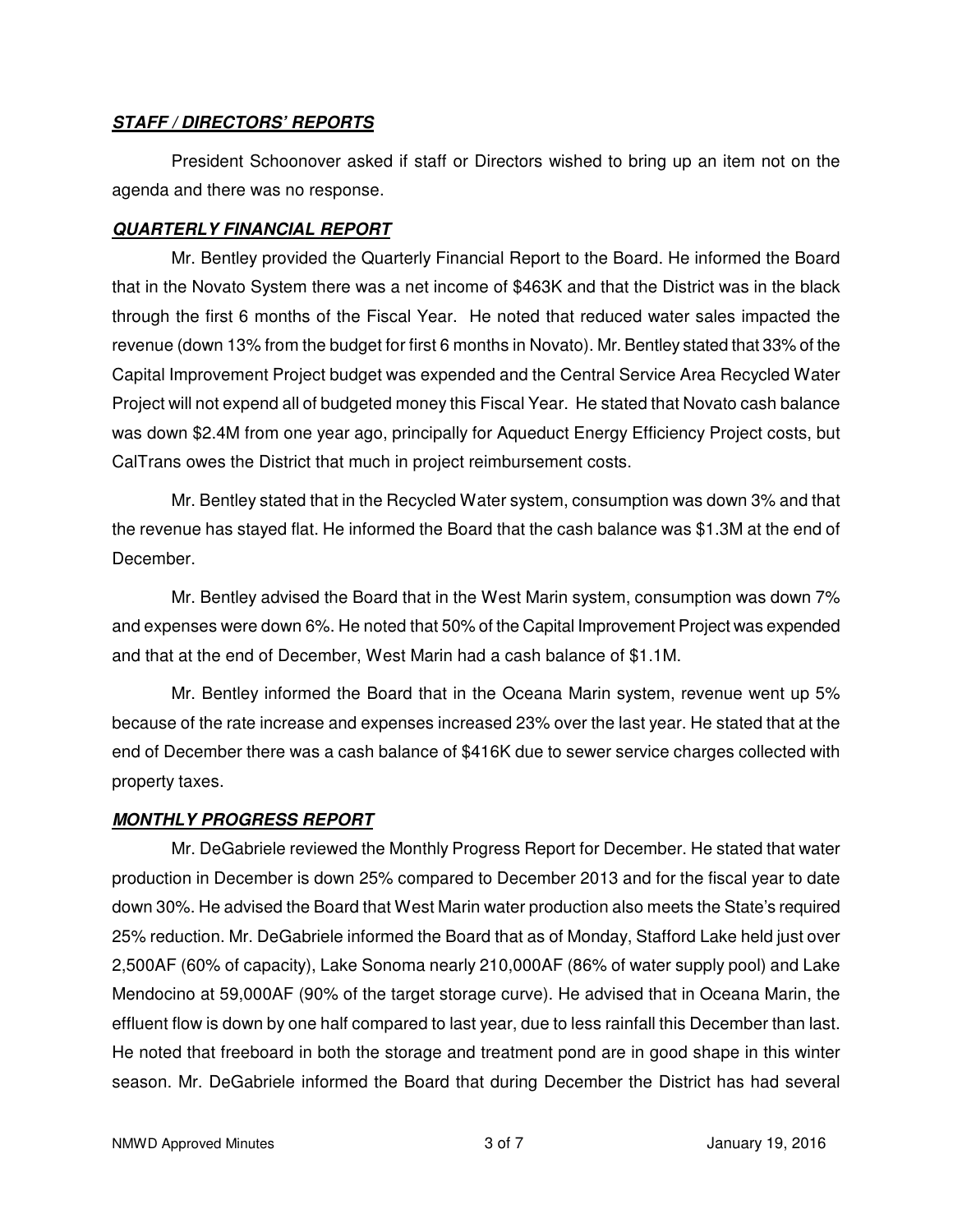***STAFF / DIRECTORS' REPORTS***

President Schoonover asked if staff or Directors wished to bring up an item not on the agenda and there was no response.

***QUARTERLY FINANCIAL REPORT***

Mr. Bentley provided the Quarterly Financial Report to the Board. He informed the Board that in the Novato System there was a net income of $463K and that the District was in the black through the first 6 months of the Fiscal Year. He noted that reduced water sales impacted the revenue (down 13% from the budget for first 6 months in Novato). Mr. Bentley stated that 33% of the Capital Improvement Project budget was expended and the Central Service Area Recycled Water Project will not expend all of budgeted money this Fiscal Year. He stated that Novato cash balance was down $2.4M from one year ago, principally for Aqueduct Energy Efficiency Project costs, but CalTrans owes the District that much in project reimbursement costs.

Mr. Bentley stated that in the Recycled Water system, consumption was down 3% and that the revenue has stayed flat. He informed the Board that the cash balance was $1.3M at the end of December.

Mr. Bentley advised the Board that in the West Marin system, consumption was down 7% and expenses were down 6%. He noted that 50% of the Capital Improvement Project was expended and that at the end of December, West Marin had a cash balance of $1.1M.

Mr. Bentley informed the Board that in the Oceana Marin system, revenue went up 5% because of the rate increase and expenses increased 23% over the last year. He stated that at the end of December there was a cash balance of $416K due to sewer service charges collected with property taxes.

***MONTHLY PROGRESS REPORT***

Mr. DeGabriele reviewed the Monthly Progress Report for December. He stated that water production in December is down 25% compared to December 2013 and for the fiscal year to date down 30%. He advised the Board that West Marin water production also meets the State's required 25% reduction. Mr. DeGabriele informed the Board that as of Monday, Stafford Lake held just over 2,500AF (60% of capacity), Lake Sonoma nearly 210,000AF (86% of water supply pool) and Lake Mendocino at 59,000AF (90% of the target storage curve). He advised that in Oceana Marin, the effluent flow is down by one half compared to last year, due to less rainfall this December than last. He noted that freeboard in both the storage and treatment pond are in good shape in this winter season. Mr. DeGabriele informed the Board that during December the District has had several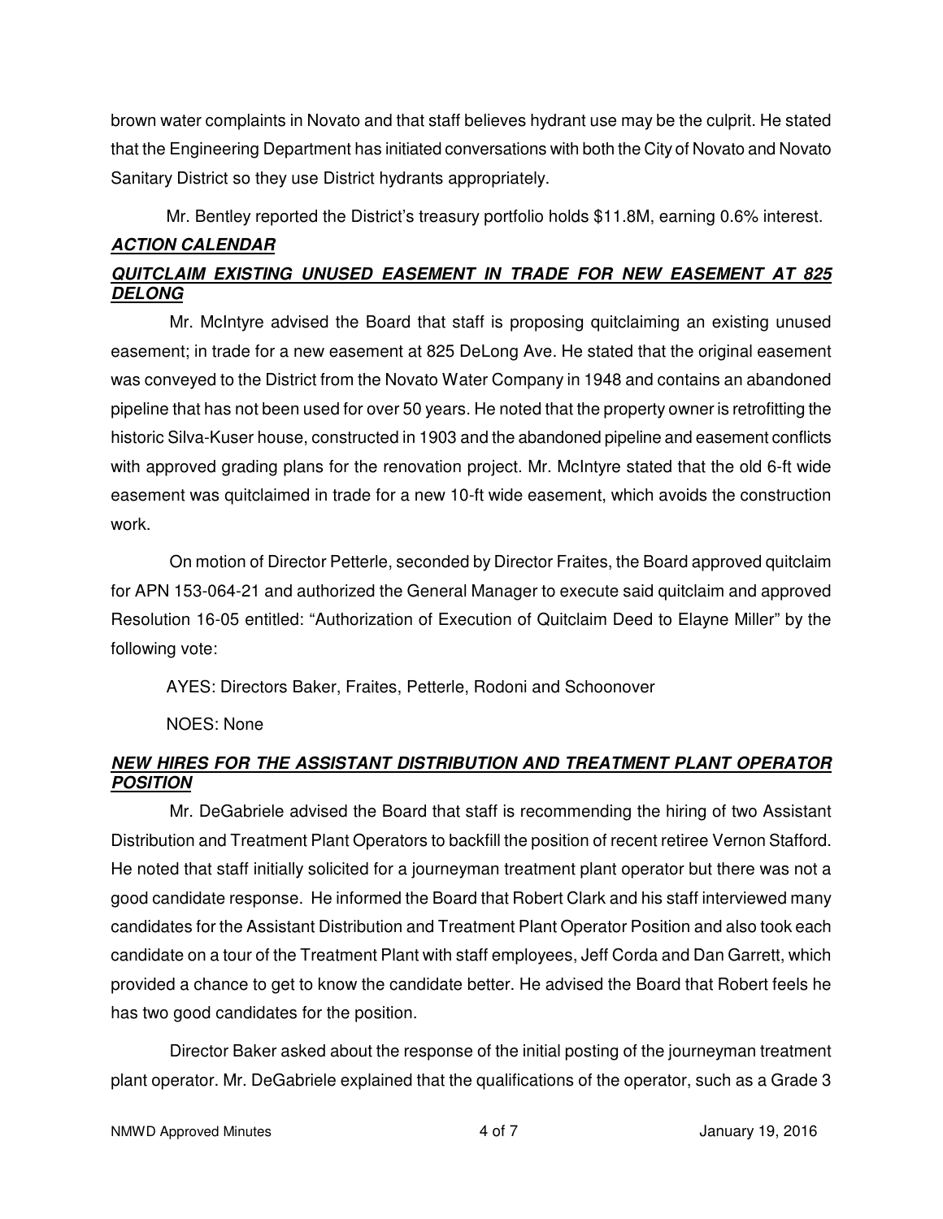brown water complaints in Novato and that staff believes hydrant use may be the culprit. He stated that the Engineering Department has initiated conversations with both the City of Novato and Novato Sanitary District so they use District hydrants appropriately.

Mr. Bentley reported the District's treasury portfolio holds $11.8M, earning 0.6% interest.

***ACTION CALENDAR***

***QUITCLAIM EXISTING UNUSED EASEMENT IN TRADE FOR NEW EASEMENT AT 825 DELONG***

Mr. McIntyre advised the Board that staff is proposing quitclaiming an existing unused easement; in trade for a new easement at 825 DeLong Ave. He stated that the original easement was conveyed to the District from the Novato Water Company in 1948 and contains an abandoned pipeline that has not been used for over 50 years. He noted that the property owner is retrofitting the historic Silva-Kuser house, constructed in 1903 and the abandoned pipeline and easement conflicts with approved grading plans for the renovation project. Mr. McIntyre stated that the old 6-ft wide easement was quitclaimed in trade for a new 10-ft wide easement, which avoids the construction work.

On motion of Director Petterle, seconded by Director Fraites, the Board approved quitclaim for APN 153-064-21 and authorized the General Manager to execute said quitclaim and approved Resolution 16-05 entitled: "Authorization of Execution of Quitclaim Deed to Elayne Miller" by the following vote:

AYES: Directors Baker, Fraites, Petterle, Rodoni and Schoonover

NOES: None

***NEW HIRES FOR THE ASSISTANT DISTRIBUTION AND TREATMENT PLANT OPERATOR POSITION***

Mr. DeGabriele advised the Board that staff is recommending the hiring of two Assistant Distribution and Treatment Plant Operators to backfill the position of recent retiree Vernon Stafford. He noted that staff initially solicited for a journeyman treatment plant operator but there was not a good candidate response. He informed the Board that Robert Clark and his staff interviewed many candidates for the Assistant Distribution and Treatment Plant Operator Position and also took each candidate on a tour of the Treatment Plant with staff employees, Jeff Corda and Dan Garrett, which provided a chance to get to know the candidate better. He advised the Board that Robert feels he has two good candidates for the position.

Director Baker asked about the response of the initial posting of the journeyman treatment plant operator. Mr. DeGabriele explained that the qualifications of the operator, such as a Grade 3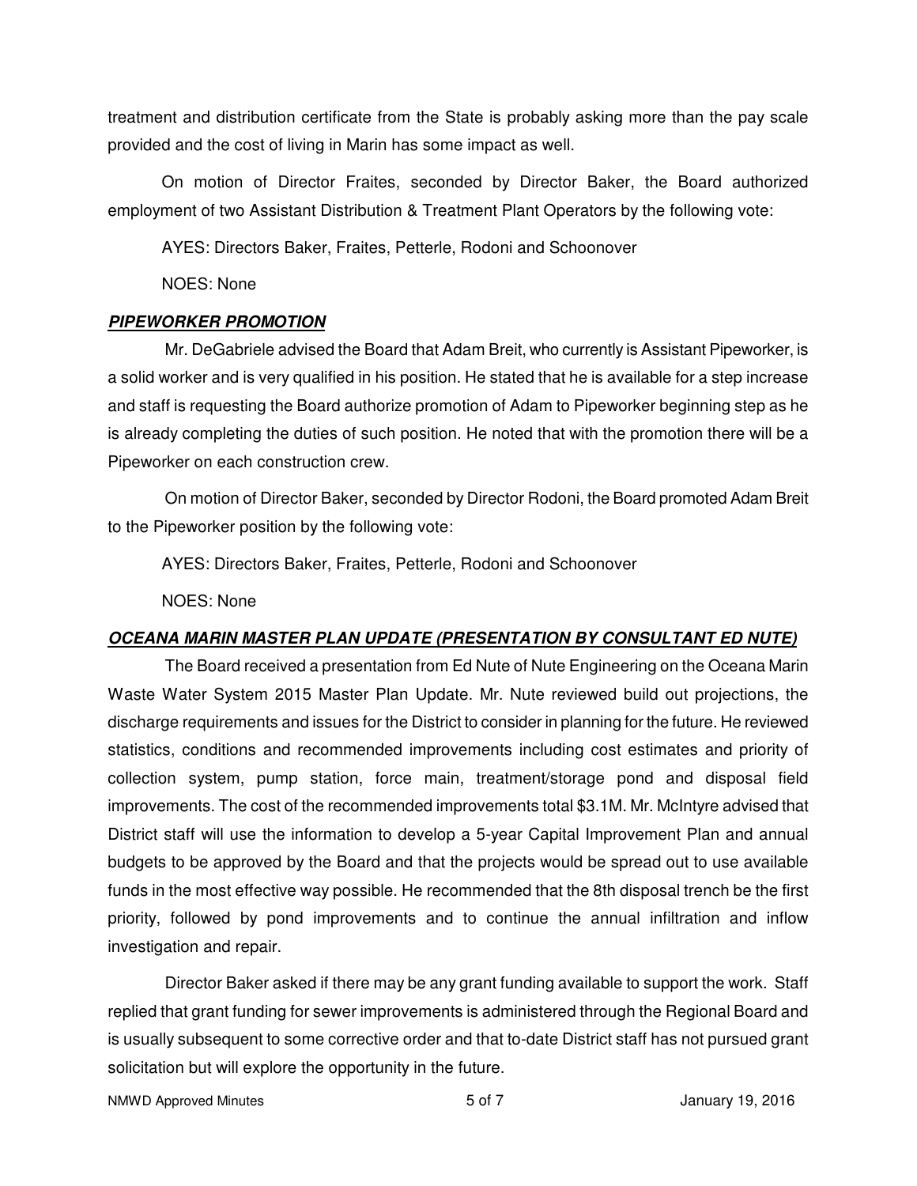treatment and distribution certificate from the State is probably asking more than the pay scale provided and the cost of living in Marin has some impact as well.

On motion of Director Fraites, seconded by Director Baker, the Board authorized employment of two Assistant Distribution & Treatment Plant Operators by the following vote:

AYES: Directors Baker, Fraites, Petterle, Rodoni and Schoonover

NOES: None

***PIPEWORKER PROMOTION***

Mr. DeGabriele advised the Board that Adam Breit, who currently is Assistant Pipeworker, is a solid worker and is very qualified in his position. He stated that he is available for a step increase and staff is requesting the Board authorize promotion of Adam to Pipeworker beginning step as he is already completing the duties of such position. He noted that with the promotion there will be a Pipeworker on each construction crew.

On motion of Director Baker, seconded by Director Rodoni, the Board promoted Adam Breit to the Pipeworker position by the following vote:

AYES: Directors Baker, Fraites, Petterle, Rodoni and Schoonover

NOES: None

***OCEANA MARIN MASTER PLAN UPDATE (PRESENTATION BY CONSULTANT ED NUTE)***

The Board received a presentation from Ed Nute of Nute Engineering on the Oceana Marin Waste Water System 2015 Master Plan Update. Mr. Nute reviewed build out projections, the discharge requirements and issues for the District to consider in planning for the future. He reviewed statistics, conditions and recommended improvements including cost estimates and priority of collection system, pump station, force main, treatment/storage pond and disposal field improvements. The cost of the recommended improvements total $3.1M. Mr. McIntyre advised that District staff will use the information to develop a 5-year Capital Improvement Plan and annual budgets to be approved by the Board and that the projects would be spread out to use available funds in the most effective way possible. He recommended that the 8th disposal trench be the first priority, followed by pond improvements and to continue the annual infiltration and inflow investigation and repair.

Director Baker asked if there may be any grant funding available to support the work. Staff replied that grant funding for sewer improvements is administered through the Regional Board and is usually subsequent to some corrective order and that to-date District staff has not pursued grant solicitation but will explore the opportunity in the future.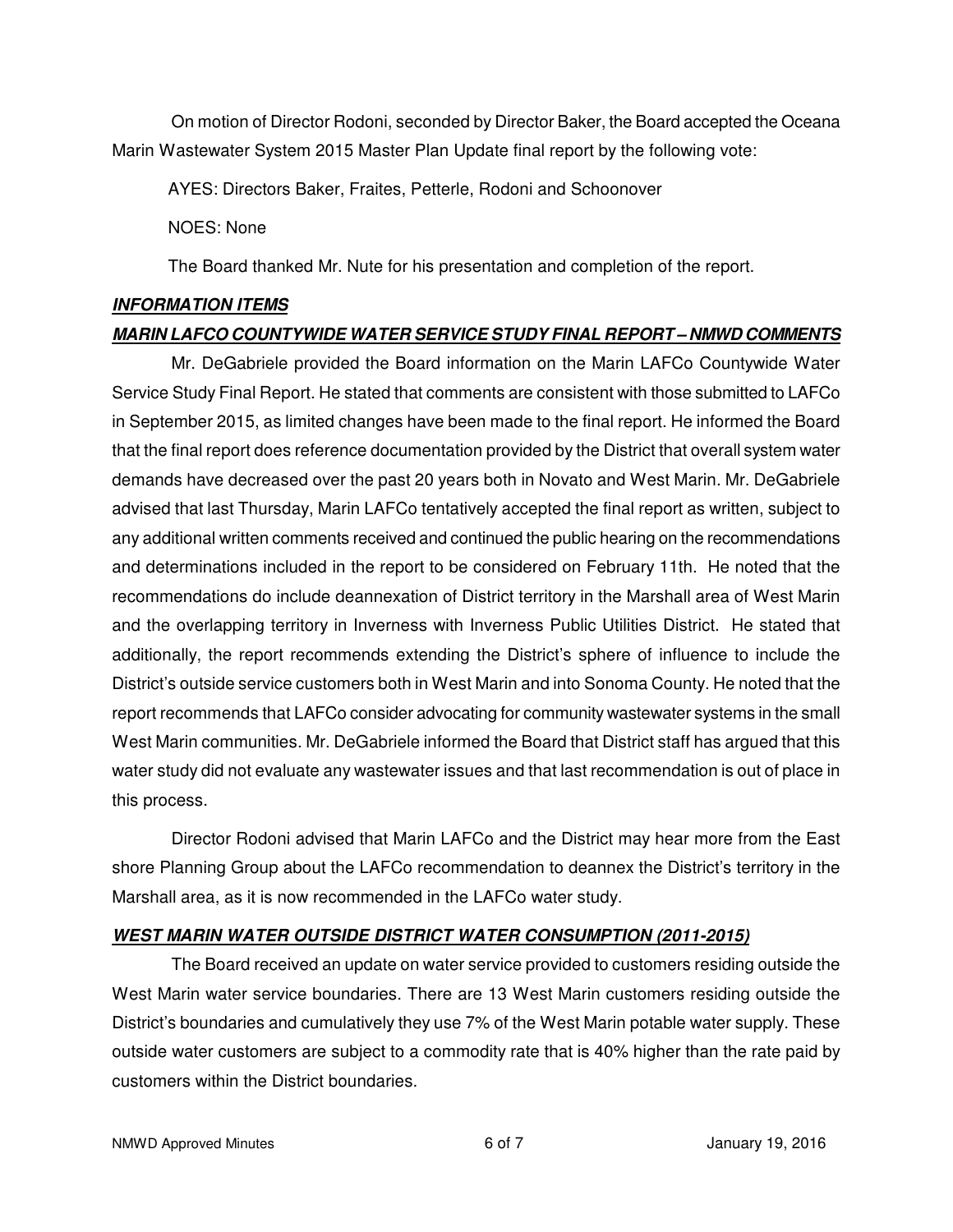On motion of Director Rodoni, seconded by Director Baker, the Board accepted the Oceana Marin Wastewater System 2015 Master Plan Update final report by the following vote:

AYES: Directors Baker, Fraites, Petterle, Rodoni and Schoonover

NOES: None

The Board thanked Mr. Nute for his presentation and completion of the report.

***INFORMATION ITEMS***

***MARIN LAFCO COUNTYWIDE WATER SERVICE STUDY FINAL REPORT – NMWD COMMENTS***

Mr. DeGabriele provided the Board information on the Marin LAFCo Countywide Water Service Study Final Report. He stated that comments are consistent with those submitted to LAFCo in September 2015, as limited changes have been made to the final report. He informed the Board that the final report does reference documentation provided by the District that overall system water demands have decreased over the past 20 years both in Novato and West Marin. Mr. DeGabriele advised that last Thursday, Marin LAFCo tentatively accepted the final report as written, subject to any additional written comments received and continued the public hearing on the recommendations and determinations included in the report to be considered on February 11th. He noted that the recommendations do include deannexation of District territory in the Marshall area of West Marin and the overlapping territory in Inverness with Inverness Public Utilities District. He stated that additionally, the report recommends extending the District's sphere of influence to include the District's outside service customers both in West Marin and into Sonoma County. He noted that the report recommends that LAFCo consider advocating for community wastewater systems in the small West Marin communities. Mr. DeGabriele informed the Board that District staff has argued that this water study did not evaluate any wastewater issues and that last recommendation is out of place in this process.

Director Rodoni advised that Marin LAFCo and the District may hear more from the East shore Planning Group about the LAFCo recommendation to deannex the District's territory in the Marshall area, as it is now recommended in the LAFCo water study.

***WEST MARIN WATER OUTSIDE DISTRICT WATER CONSUMPTION (2011-2015)***

The Board received an update on water service provided to customers residing outside the West Marin water service boundaries. There are 13 West Marin customers residing outside the District's boundaries and cumulatively they use 7% of the West Marin potable water supply. These outside water customers are subject to a commodity rate that is 40% higher than the rate paid by customers within the District boundaries.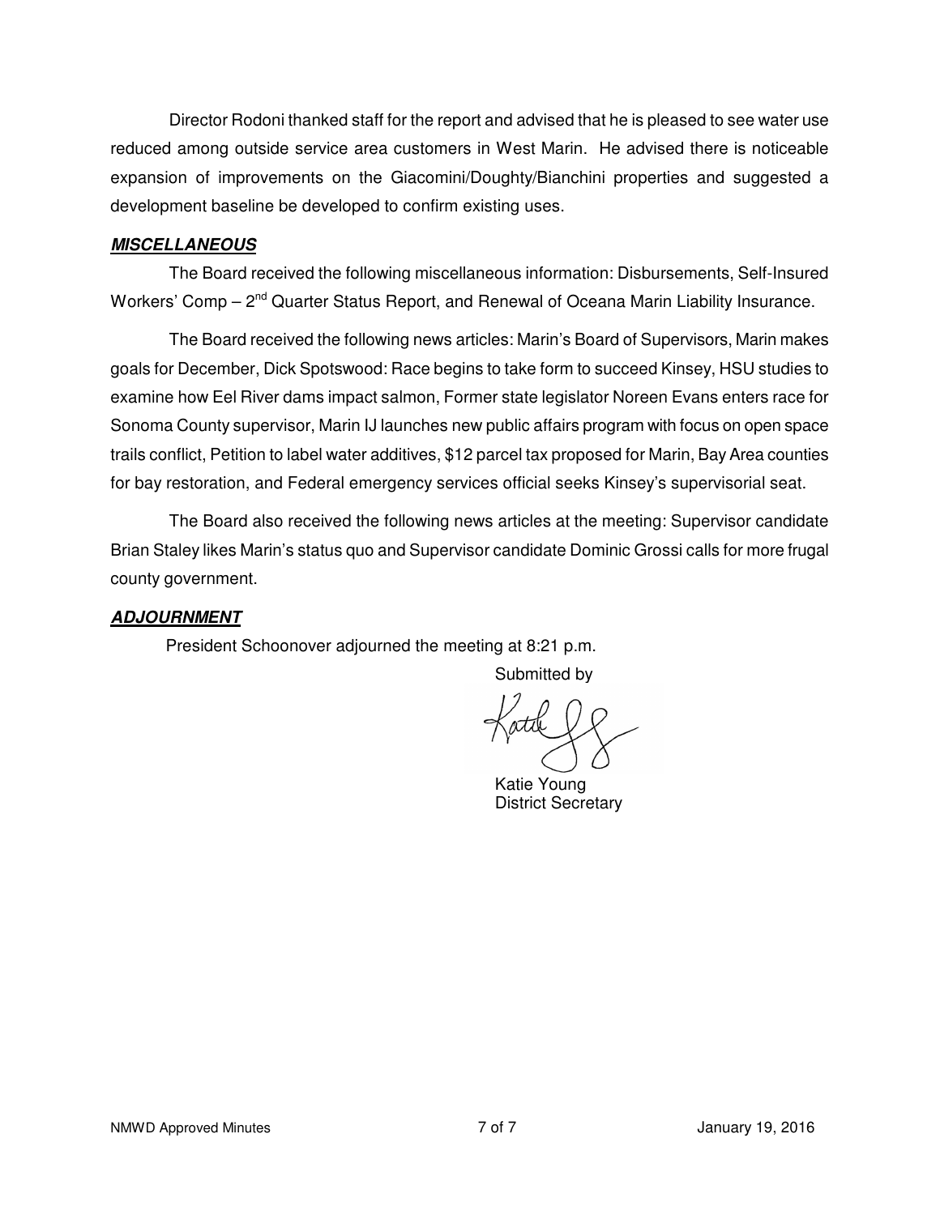Director Rodoni thanked staff for the report and advised that he is pleased to see water use reduced among outside service area customers in West Marin. He advised there is noticeable expansion of improvements on the Giacomini/Doughty/Bianchini properties and suggested a development baseline be developed to confirm existing uses.

## ***MISCELLANEOUS***

The Board received the following miscellaneous information: Disbursements, Self-Insured Workers' Comp – 2nd Quarter Status Report, and Renewal of Oceana Marin Liability Insurance.

The Board received the following news articles: Marin's Board of Supervisors, Marin makes goals for December, Dick Spotswood: Race begins to take form to succeed Kinsey, HSU studies to examine how Eel River dams impact salmon, Former state legislator Noreen Evans enters race for Sonoma County supervisor, Marin IJ launches new public affairs program with focus on open space trails conflict, Petition to label water additives, $12 parcel tax proposed for Marin, Bay Area counties for bay restoration, and Federal emergency services official seeks Kinsey's supervisorial seat.

The Board also received the following news articles at the meeting: Supervisor candidate Brian Staley likes Marin's status quo and Supervisor candidate Dominic Grossi calls for more frugal county government.

## ***ADJOURNMENT***

President Schoonover adjourned the meeting at 8:21 p.m.

Submitted by

Katie Young
District Secretary